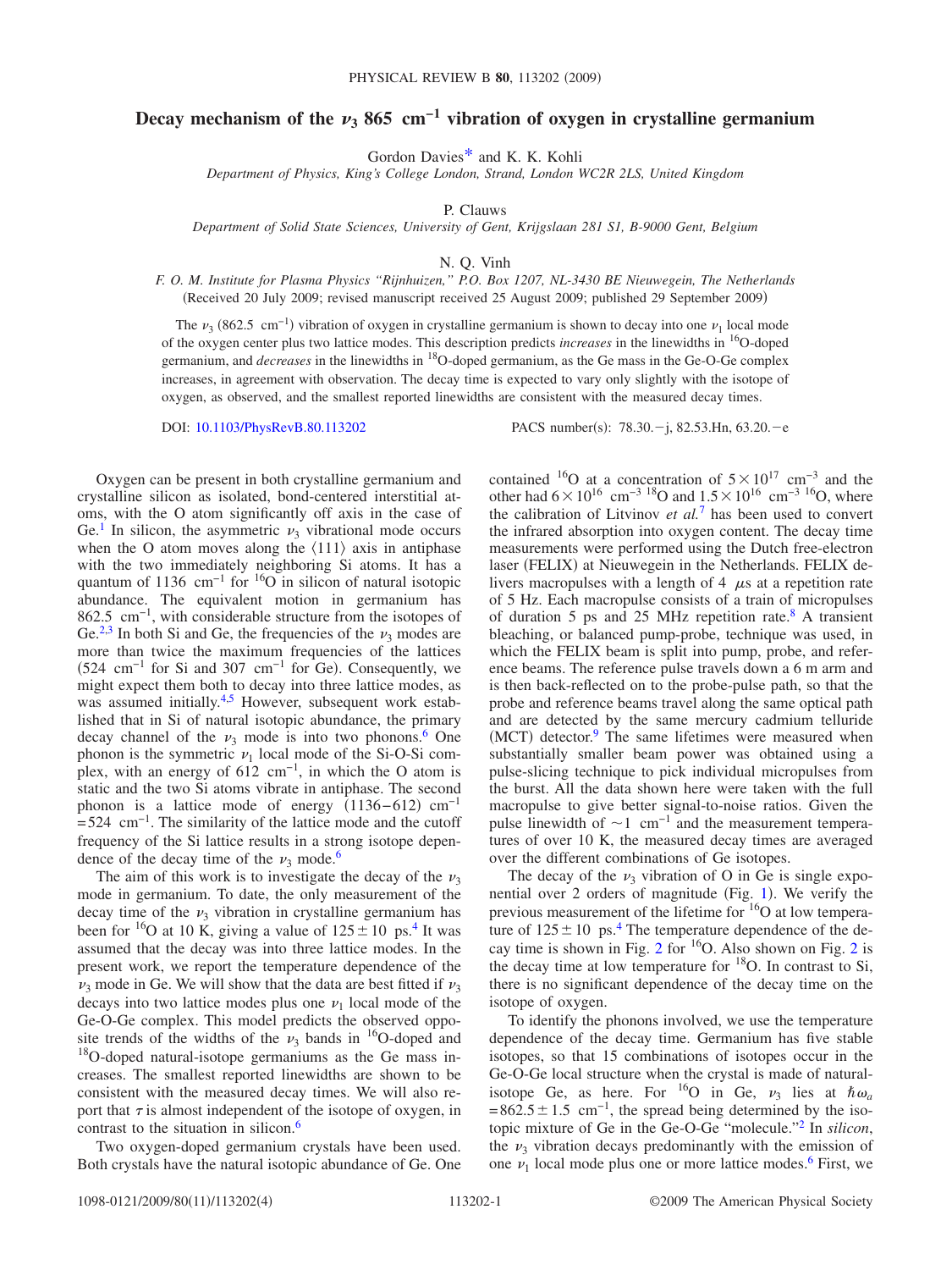# Decay mechanism of the $\nu_3$ 865 $cm^{-1}$ vibration of oxygen in crystalline germanium

Gordon Davies[*] and K. K. Kohli

*Department of Physics, King's College London, Strand, London WC2R 2LS, United Kingdom*

P. Clauws

*Department of Solid State Sciences, University of Gent, Krijgslaan 281 S1, B-9000 Gent, Belgium*

N. Q. Vinh

*F. O. M. Institute for Plasma Physics "Rijnhuizen," P.O. Box 1207, NL-3430 BE Nieuwegein, The Netherlands*

(Received 20 July 2009; revised manuscript received 25 August 2009; published 29 September 2009)

The $\nu_3$ (862.5 $cm^{-1}$) vibration of oxygen in crystalline germanium is shown to decay into one $\nu_1$ local mode of the oxygen center plus two lattice modes. This description predicts *increases* in the linewidths in $^{16}$O-doped germanium, and *decreases* in the linewidths in $^{18}$O-doped germanium, as the Ge mass in the Ge-O-Ge complex increases, in agreement with observation. The decay time is expected to vary only slightly with the isotope of oxygen, as observed, and the smallest reported linewidths are consistent with the measured decay times.

DOI: 10.1103/PhysRevB.80.113202 PACS number(s): 78.30.−j, 82.53.Hn, 63.20.−e

Oxygen can be present in both crystalline germanium and crystalline silicon as isolated, bond-centered interstitial atoms, with the O atom significantly off axis in the case of Ge.[1] In silicon, the asymmetric $\nu_3$ vibrational mode occurs when the O atom moves along the ⟨111⟩ axis in antiphase with the two immediately neighboring Si atoms. It has a quantum of 1136 $cm^{-1}$ for $^{16}$O in silicon of natural isotopic abundance. The equivalent motion in germanium has 862.5 $cm^{-1}$, with considerable structure from the isotopes of Ge.[2,3] In both Si and Ge, the frequencies of the $\nu_3$ modes are more than twice the maximum frequencies of the lattices (524 $cm^{-1}$ for Si and 307 $cm^{-1}$ for Ge). Consequently, we might expect them both to decay into three lattice modes, as was assumed initially.[4,5] However, subsequent work established that in Si of natural isotopic abundance, the primary decay channel of the $\nu_3$ mode is into two phonons.[6] One phonon is the symmetric $\nu_1$ local mode of the Si-O-Si complex, with an energy of 612 $cm^{-1}$, in which the O atom is static and the two Si atoms vibrate in antiphase. The second phonon is a lattice mode of energy $(1136-612)$ $cm^{-1}$ $=524$ $cm^{-1}$. The similarity of the lattice mode and the cutoff frequency of the Si lattice results in a strong isotope dependence of the decay time of the $\nu_3$ mode.[6]

The aim of this work is to investigate the decay of the $\nu_3$ mode in germanium. To date, the only measurement of the decay time of the $\nu_3$ vibration in crystalline germanium has been for $^{16}$O at 10 K, giving a value of $125\pm10$ ps.[4] It was assumed that the decay was into three lattice modes. In the present work, we report the temperature dependence of the $\nu_3$ mode in Ge. We will show that the data are best fitted if $\nu_3$ decays into two lattice modes plus one $\nu_1$ local mode of the Ge-O-Ge complex. This model predicts the observed opposite trends of the widths of the $\nu_3$ bands in $^{16}$O-doped and $^{18}$O-doped natural-isotope germaniums as the Ge mass increases. The smallest reported linewidths are shown to be consistent with the measured decay times. We will also report that $\tau$ is almost independent of the isotope of oxygen, in contrast to the situation in silicon.[6]

Two oxygen-doped germanium crystals have been used. Both crystals have the natural isotopic abundance of Ge. One contained $^{16}$O at a concentration of $5\times10^{17}$ $cm^{-3}$ and the other had $6\times10^{16}$ $cm^{-3}$ $^{18}$O and $1.5\times10^{16}$ $cm^{-3}$ $^{16}$O, where the calibration of Litvinov *et al.*[7] has been used to convert the infrared absorption into oxygen content. The decay time measurements were performed using the Dutch free-electron laser (FELIX) at Nieuwegein in the Netherlands. FELIX delivers macropulses with a length of 4 $\mu$s at a repetition rate of 5 Hz. Each macropulse consists of a train of micropulses of duration 5 ps and 25 MHz repetition rate.[8] A transient bleaching, or balanced pump-probe, technique was used, in which the FELIX beam is split into pump, probe, and reference beams. The reference pulse travels down a 6 m arm and is then back-reflected on to the probe-pulse path, so that the probe and reference beams travel along the same optical path and are detected by the same mercury cadmium telluride (MCT) detector.[9] The same lifetimes were measured when substantially smaller beam power was obtained using a pulse-slicing technique to pick individual micropulses from the burst. All the data shown here were taken with the full macropulse to give better signal-to-noise ratios. Given the pulse linewidth of ~1 $cm^{-1}$ and the measurement temperatures of over 10 K, the measured decay times are averaged over the different combinations of Ge isotopes.

The decay of the $\nu_3$ vibration of O in Ge is single exponential over 2 orders of magnitude (Fig. 1). We verify the previous measurement of the lifetime for $^{16}$O at low temperature of $125\pm10$ ps.[4] The temperature dependence of the decay time is shown in Fig. 2 for $^{16}$O. Also shown on Fig. 2 is the decay time at low temperature for $^{18}$O. In contrast to Si, there is no significant dependence of the decay time on the isotope of oxygen.

To identify the phonons involved, we use the temperature dependence of the decay time. Germanium has five stable isotopes, so that 15 combinations of isotopes occur in the Ge-O-Ge local structure when the crystal is made of natural-isotope Ge, as here. For $^{16}$O in Ge, $\nu_3$ lies at $\hbar\omega_a$ $=862.5\pm1.5$ $cm^{-1}$, the spread being determined by the isotopic mixture of Ge in the Ge-O-Ge "molecule."[2] In *silicon*, the $\nu_3$ vibration decays predominantly with the emission of one $\nu_1$ local mode plus one or more lattice modes.[6] First, we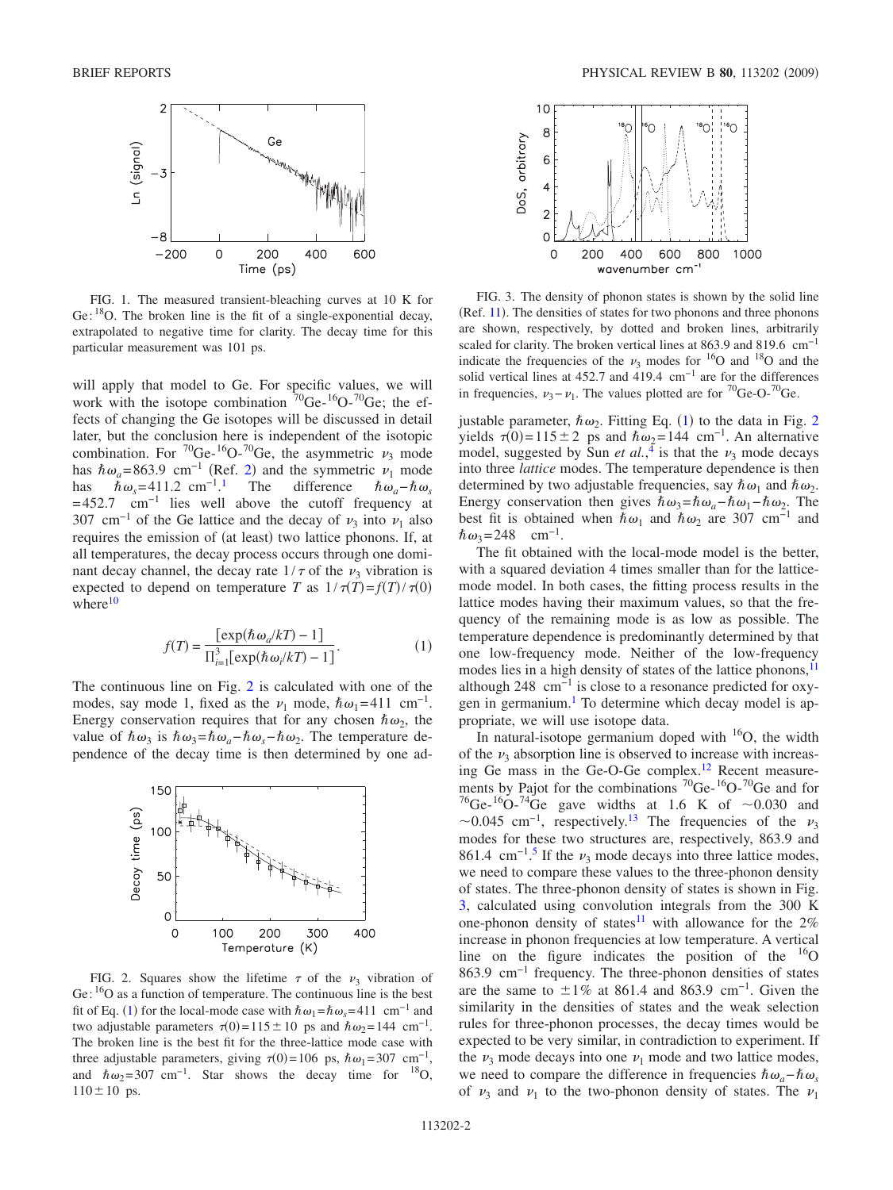FIG. 1. The measured transient-bleaching curves at 10 K for Ge:$^{18}$O. The broken line is the fit of a single-exponential decay, extrapolated to negative time for clarity. The decay time for this particular measurement was 101 ps.

will apply that model to Ge. For specific values, we will work with the isotope combination $^{70}$Ge-$^{16}$O-$^{70}$Ge; the effects of changing the Ge isotopes will be discussed in detail later, but the conclusion here is independent of the isotopic combination. For $^{70}$Ge-$^{16}$O-$^{70}$Ge, the asymmetric $\nu_3$ mode has $\hbar\omega_a = 863.9$ cm$^{-1}$ (Ref. 2) and the symmetric $\nu_1$ mode has $\hbar\omega_s = 411.2$ cm$^{-1}$.[1] The difference $\hbar\omega_a - \hbar\omega_s = 452.7$ cm$^{-1}$ lies well above the cutoff frequency at 307 cm$^{-1}$ of the Ge lattice and the decay of $\nu_3$ into $\nu_1$ also requires the emission of (at least) two lattice phonons. If, at all temperatures, the decay process occurs through one dominant decay channel, the decay rate $1/\tau$ of the $\nu_3$ vibration is expected to depend on temperature $T$ as $1/\tau(T) = f(T)/\tau(0)$ where[10]

$$f(T) = \frac{[\exp(\hbar\omega_a/kT) - 1]}{\Pi_{i=1}^{3}[\exp(\hbar\omega_i/kT) - 1]}. \tag{1}$$

The continuous line on Fig. 2 is calculated with one of the modes, say mode 1, fixed as the $\nu_1$ mode, $\hbar\omega_1 = 411$ cm$^{-1}$. Energy conservation requires that for any chosen $\hbar\omega_2$, the value of $\hbar\omega_3$ is $\hbar\omega_3 = \hbar\omega_a - \hbar\omega_s - \hbar\omega_2$. The temperature dependence of the decay time is then determined by one adjustable parameter, $\hbar\omega_2$. Fitting Eq. (1) to the data in Fig. 2 yields $\tau(0) = 115 \pm 2$ ps and $\hbar\omega_2 = 144$ cm$^{-1}$. An alternative model, suggested by Sun *et al.*,[4] is that the $\nu_3$ mode decays into three *lattice* modes. The temperature dependence is then determined by two adjustable frequencies, say $\hbar\omega_1$ and $\hbar\omega_2$. Energy conservation then gives $\hbar\omega_3 = \hbar\omega_a - \hbar\omega_1 - \hbar\omega_2$. The best fit is obtained when $\hbar\omega_1$ and $\hbar\omega_2$ are 307 cm$^{-1}$ and $\hbar\omega_3 = 248$ cm$^{-1}$.

FIG. 2. Squares show the lifetime $\tau$ of the $\nu_3$ vibration of Ge:$^{16}$O as a function of temperature. The continuous line is the best fit of Eq. (1) for the local-mode case with $\hbar\omega_1 = \hbar\omega_s = 411$ cm$^{-1}$ and two adjustable parameters $\tau(0) = 115 \pm 10$ ps and $\hbar\omega_2 = 144$ cm$^{-1}$. The broken line is the best fit for the three-lattice mode case with three adjustable parameters, giving $\tau(0) = 106$ ps, $\hbar\omega_1 = 307$ cm$^{-1}$, and $\hbar\omega_2 = 307$ cm$^{-1}$. Star shows the decay time for $^{18}$O, $110 \pm 10$ ps.

FIG. 3. The density of phonon states is shown by the solid line (Ref. 11). The densities of states for two phonons and three phonons are shown, respectively, by dotted and broken lines, arbitrarily scaled for clarity. The broken vertical lines at 863.9 and 819.6 cm$^{-1}$ indicate the frequencies of the $\nu_3$ modes for $^{16}$O and $^{18}$O and the solid vertical lines at 452.7 and 419.4 cm$^{-1}$ are for the differences in frequencies, $\nu_3 - \nu_1$. The values plotted are for $^{70}$Ge-O-$^{70}$Ge.

The fit obtained with the local-mode model is the better, with a squared deviation 4 times smaller than for the lattice-mode model. In both cases, the fitting process results in the lattice modes having their maximum values, so that the frequency of the remaining mode is as low as possible. The temperature dependence is predominantly determined by that one low-frequency mode. Neither of the low-frequency modes lies in a high density of states of the lattice phonons,[11] although 248 cm$^{-1}$ is close to a resonance predicted for oxygen in germanium.[1] To determine which decay model is appropriate, we will use isotope data.

In natural-isotope germanium doped with $^{16}$O, the width of the $\nu_3$ absorption line is observed to increase with increasing Ge mass in the Ge-O-Ge complex.[12] Recent measurements by Pajot for the combinations $^{70}$Ge-$^{16}$O-$^{70}$Ge and for $^{76}$Ge-$^{16}$O-$^{74}$Ge gave widths at 1.6 K of $\sim$0.030 and $\sim$0.045 cm$^{-1}$, respectively.[13] The frequencies of the $\nu_3$ modes for these two structures are, respectively, 863.9 and 861.4 cm$^{-1}$.[5] If the $\nu_3$ mode decays into three lattice modes, we need to compare these values to the three-phonon density of states. The three-phonon density of states is shown in Fig. 3, calculated using convolution integrals from the 300 K one-phonon density of states[11] with allowance for the 2% increase in phonon frequencies at low temperature. A vertical line on the figure indicates the position of the $^{16}$O 863.9 cm$^{-1}$ frequency. The three-phonon densities of states are the same to $\pm 1\%$ at 861.4 and 863.9 cm$^{-1}$. Given the similarity in the densities of states and the weak selection rules for three-phonon processes, the decay times would be expected to be very similar, in contradiction to experiment. If the $\nu_3$ mode decays into one $\nu_1$ mode and two lattice modes, we need to compare the difference in frequencies $\hbar\omega_a - \hbar\omega_s$ of $\nu_3$ and $\nu_1$ to the two-phonon density of states. The $\nu_1$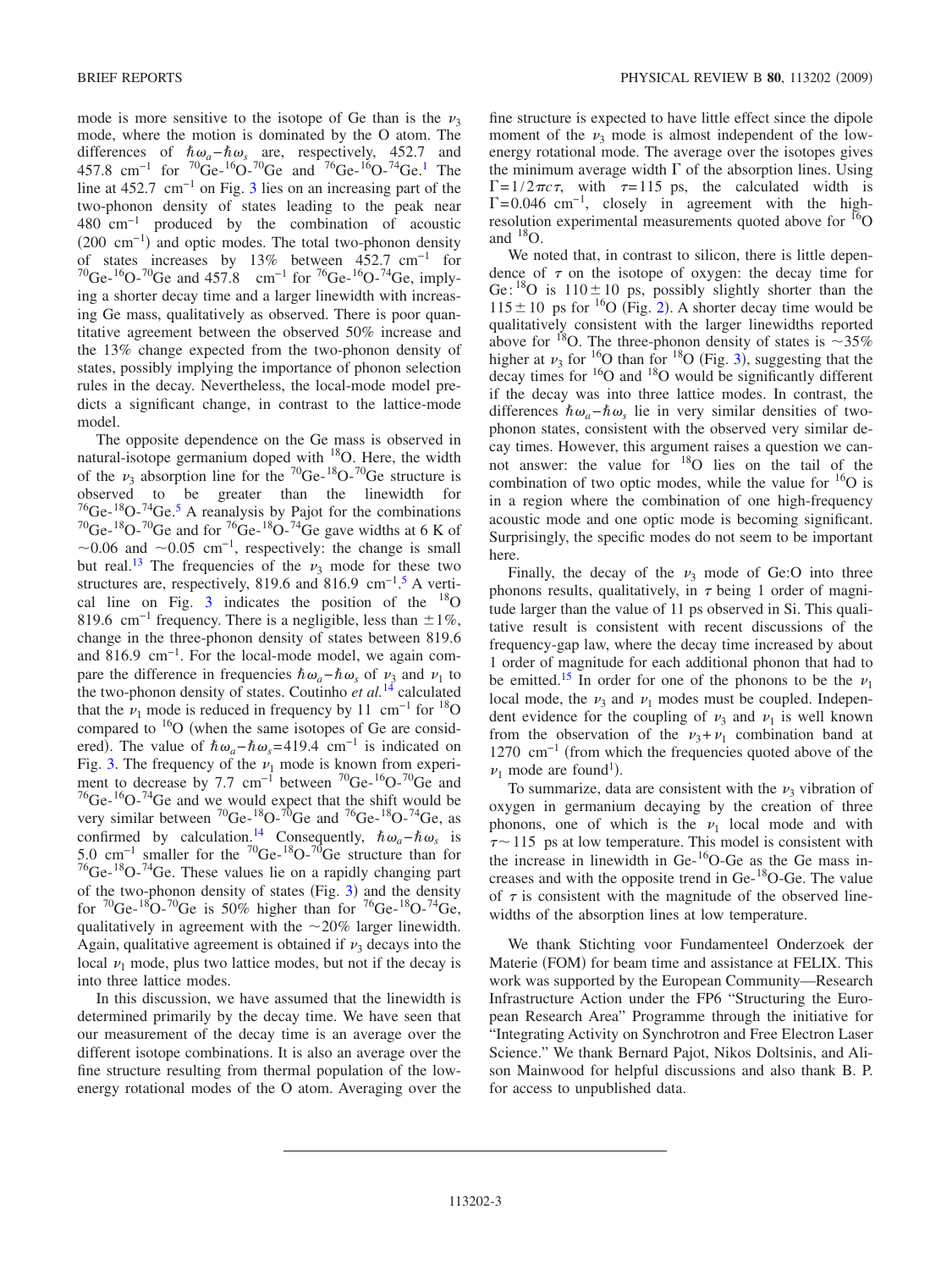mode is more sensitive to the isotope of Ge than is the $\nu_3$ mode, where the motion is dominated by the O atom. The differences of $\hbar\omega_a - \hbar\omega_s$ are, respectively, 452.7 and 457.8 cm$^{-1}$ for $^{70}$Ge-$^{16}$O-$^{70}$Ge and $^{76}$Ge-$^{16}$O-$^{74}$Ge.[1] The line at 452.7 cm$^{-1}$ on Fig. 3 lies on an increasing part of the two-phonon density of states leading to the peak near 480 cm$^{-1}$ produced by the combination of acoustic (200 cm$^{-1}$) and optic modes. The total two-phonon density of states increases by 13% between 452.7 cm$^{-1}$ for $^{70}$Ge-$^{16}$O-$^{70}$Ge and 457.8 cm$^{-1}$ for $^{76}$Ge-$^{16}$O-$^{74}$Ge, implying a shorter decay time and a larger linewidth with increasing Ge mass, qualitatively as observed. There is poor quantitative agreement between the observed 50% increase and the 13% change expected from the two-phonon density of states, possibly implying the importance of phonon selection rules in the decay. Nevertheless, the local-mode model predicts a significant change, in contrast to the lattice-mode model.

The opposite dependence on the Ge mass is observed in natural-isotope germanium doped with $^{18}$O. Here, the width of the $\nu_3$ absorption line for the $^{70}$Ge-$^{18}$O-$^{70}$Ge structure is observed to be greater than the linewidth for $^{76}$Ge-$^{18}$O-$^{74}$Ge.[5] A reanalysis by Pajot for the combinations $^{70}$Ge-$^{18}$O-$^{70}$Ge and for $^{76}$Ge-$^{18}$O-$^{74}$Ge gave widths at 6 K of $\sim$0.06 and $\sim$0.05 cm$^{-1}$, respectively: the change is small but real.[13] The frequencies of the $\nu_3$ mode for these two structures are, respectively, 819.6 and 816.9 cm$^{-1}$.[5] A vertical line on Fig. 3 indicates the position of the $^{18}$O 819.6 cm$^{-1}$ frequency. There is a negligible, less than $\pm 1\%$, change in the three-phonon density of states between 819.6 and 816.9 cm$^{-1}$. For the local-mode model, we again compare the difference in frequencies $\hbar\omega_a - \hbar\omega_s$ of $\nu_3$ and $\nu_1$ to the two-phonon density of states. Coutinho *et al.*[14] calculated that the $\nu_1$ mode is reduced in frequency by 11 cm$^{-1}$ for $^{18}$O compared to $^{16}$O (when the same isotopes of Ge are considered). The value of $\hbar\omega_a - \hbar\omega_s = 419.4$ cm$^{-1}$ is indicated on Fig. 3. The frequency of the $\nu_1$ mode is known from experiment to decrease by 7.7 cm$^{-1}$ between $^{70}$Ge-$^{16}$O-$^{70}$Ge and $^{76}$Ge-$^{16}$O-$^{74}$Ge and we would expect that the shift would be very similar between $^{70}$Ge-$^{18}$O-$^{70}$Ge and $^{76}$Ge-$^{18}$O-$^{74}$Ge, as confirmed by calculation.[14] Consequently, $\hbar\omega_a - \hbar\omega_s$ is 5.0 cm$^{-1}$ smaller for the $^{70}$Ge-$^{18}$O-$^{70}$Ge structure than for $^{76}$Ge-$^{18}$O-$^{74}$Ge. These values lie on a rapidly changing part of the two-phonon density of states (Fig. 3) and the density for $^{70}$Ge-$^{18}$O-$^{70}$Ge is 50% higher than for $^{76}$Ge-$^{18}$O-$^{74}$Ge, qualitatively in agreement with the $\sim$20% larger linewidth. Again, qualitative agreement is obtained if $\nu_3$ decays into the local $\nu_1$ mode, plus two lattice modes, but not if the decay is into three lattice modes.

In this discussion, we have assumed that the linewidth is determined primarily by the decay time. We have seen that our measurement of the decay time is an average over the different isotope combinations. It is also an average over the fine structure resulting from thermal population of the low-energy rotational modes of the O atom. Averaging over the fine structure is expected to have little effect since the dipole moment of the $\nu_3$ mode is almost independent of the low-energy rotational mode. The average over the isotopes gives the minimum average width $\Gamma$ of the absorption lines. Using $\Gamma = 1/2\pi c\tau$, with $\tau = 115$ ps, the calculated width is $\Gamma = 0.046$ cm$^{-1}$, closely in agreement with the high-resolution experimental measurements quoted above for $^{16}$O and $^{18}$O.

We noted that, in contrast to silicon, there is little dependence of $\tau$ on the isotope of oxygen: the decay time for Ge:$^{18}$O is $110 \pm 10$ ps, possibly slightly shorter than the $115 \pm 10$ ps for $^{16}$O (Fig. 2). A shorter decay time would be qualitatively consistent with the larger linewidths reported above for $^{18}$O. The three-phonon density of states is $\sim$35% higher at $\nu_3$ for $^{16}$O than for $^{18}$O (Fig. 3), suggesting that the decay times for $^{16}$O and $^{18}$O would be significantly different if the decay was into three lattice modes. In contrast, the differences $\hbar\omega_a - \hbar\omega_s$ lie in very similar densities of two-phonon states, consistent with the observed very similar decay times. However, this argument raises a question we cannot answer: the value for $^{18}$O lies on the tail of the combination of two optic modes, while the value for $^{16}$O is in a region where the combination of one high-frequency acoustic mode and one optic mode is becoming significant. Surprisingly, the specific modes do not seem to be important here.

Finally, the decay of the $\nu_3$ mode of Ge:O into three phonons results, qualitatively, in $\tau$ being 1 order of magnitude larger than the value of 11 ps observed in Si. This qualitative result is consistent with recent discussions of the frequency-gap law, where the decay time increased by about 1 order of magnitude for each additional phonon that had to be emitted.[15] In order for one of the phonons to be the $\nu_1$ local mode, the $\nu_3$ and $\nu_1$ modes must be coupled. Independent evidence for the coupling of $\nu_3$ and $\nu_1$ is well known from the observation of the $\nu_3 + \nu_1$ combination band at 1270 cm$^{-1}$ (from which the frequencies quoted above of the $\nu_1$ mode are found[1]).

To summarize, data are consistent with the $\nu_3$ vibration of oxygen in germanium decaying by the creation of three phonons, one of which is the $\nu_1$ local mode and with $\tau \sim 115$ ps at low temperature. This model is consistent with the increase in linewidth in Ge-$^{16}$O-Ge as the Ge mass increases and with the opposite trend in Ge-$^{18}$O-Ge. The value of $\tau$ is consistent with the magnitude of the observed linewidths of the absorption lines at low temperature.

We thank Stichting voor Fundamenteel Onderzoek der Materie (FOM) for beam time and assistance at FELIX. This work was supported by the European Community—Research Infrastructure Action under the FP6 "Structuring the European Research Area" Programme through the initiative for "Integrating Activity on Synchrotron and Free Electron Laser Science." We thank Bernard Pajot, Nikos Doltsinis, and Alison Mainwood for helpful discussions and also thank B. P. for access to unpublished data.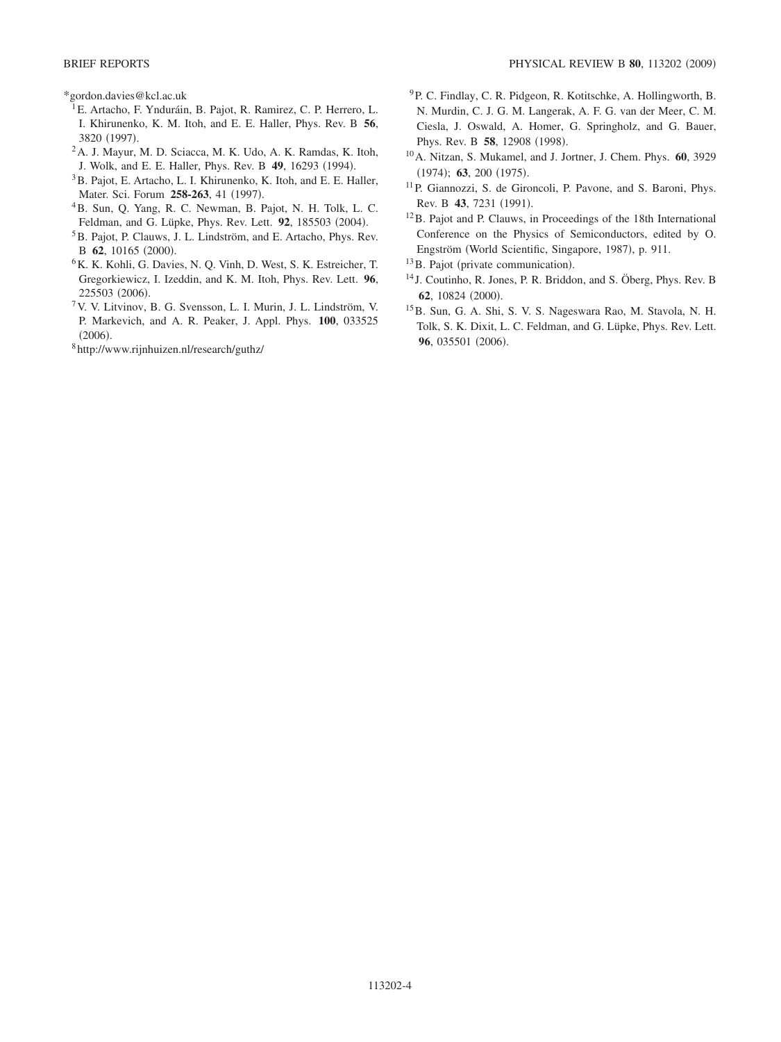*gordon.davies@kcl.ac.uk

[1] E. Artacho, F. Ynduráin, B. Pajot, R. Ramirez, C. P. Herrero, L. I. Khirunenko, K. M. Itoh, and E. E. Haller, Phys. Rev. B **56**, 3820 (1997).

[2] A. J. Mayur, M. D. Sciacca, M. K. Udo, A. K. Ramdas, K. Itoh, J. Wolk, and E. E. Haller, Phys. Rev. B **49**, 16293 (1994).

[3] B. Pajot, E. Artacho, L. I. Khirunenko, K. Itoh, and E. E. Haller, Mater. Sci. Forum **258-263**, 41 (1997).

[4] B. Sun, Q. Yang, R. C. Newman, B. Pajot, N. H. Tolk, L. C. Feldman, and G. Lüpke, Phys. Rev. Lett. **92**, 185503 (2004).

[5] B. Pajot, P. Clauws, J. L. Lindström, and E. Artacho, Phys. Rev. B **62**, 10165 (2000).

[6] K. K. Kohli, G. Davies, N. Q. Vinh, D. West, S. K. Estreicher, T. Gregorkiewicz, I. Izeddin, and K. M. Itoh, Phys. Rev. Lett. **96**, 225503 (2006).

[7] V. V. Litvinov, B. G. Svensson, L. I. Murin, J. L. Lindström, V. P. Markevich, and A. R. Peaker, J. Appl. Phys. **100**, 033525 (2006).

[8] http://www.rijnhuizen.nl/research/guthz/

[9] P. C. Findlay, C. R. Pidgeon, R. Kotitschke, A. Hollingworth, B. N. Murdin, C. J. G. M. Langerak, A. F. G. van der Meer, C. M. Ciesla, J. Oswald, A. Homer, G. Springholz, and G. Bauer, Phys. Rev. B **58**, 12908 (1998).

[10] A. Nitzan, S. Mukamel, and J. Jortner, J. Chem. Phys. **60**, 3929 (1974); **63**, 200 (1975).

[11] P. Giannozzi, S. de Gironcoli, P. Pavone, and S. Baroni, Phys. Rev. B **43**, 7231 (1991).

[12] B. Pajot and P. Clauws, in Proceedings of the 18th International Conference on the Physics of Semiconductors, edited by O. Engström (World Scientific, Singapore, 1987), p. 911.

[13] B. Pajot (private communication).

[14] J. Coutinho, R. Jones, P. R. Briddon, and S. Öberg, Phys. Rev. B **62**, 10824 (2000).

[15] B. Sun, G. A. Shi, S. V. S. Nageswara Rao, M. Stavola, N. H. Tolk, S. K. Dixit, L. C. Feldman, and G. Lüpke, Phys. Rev. Lett. **96**, 035501 (2006).